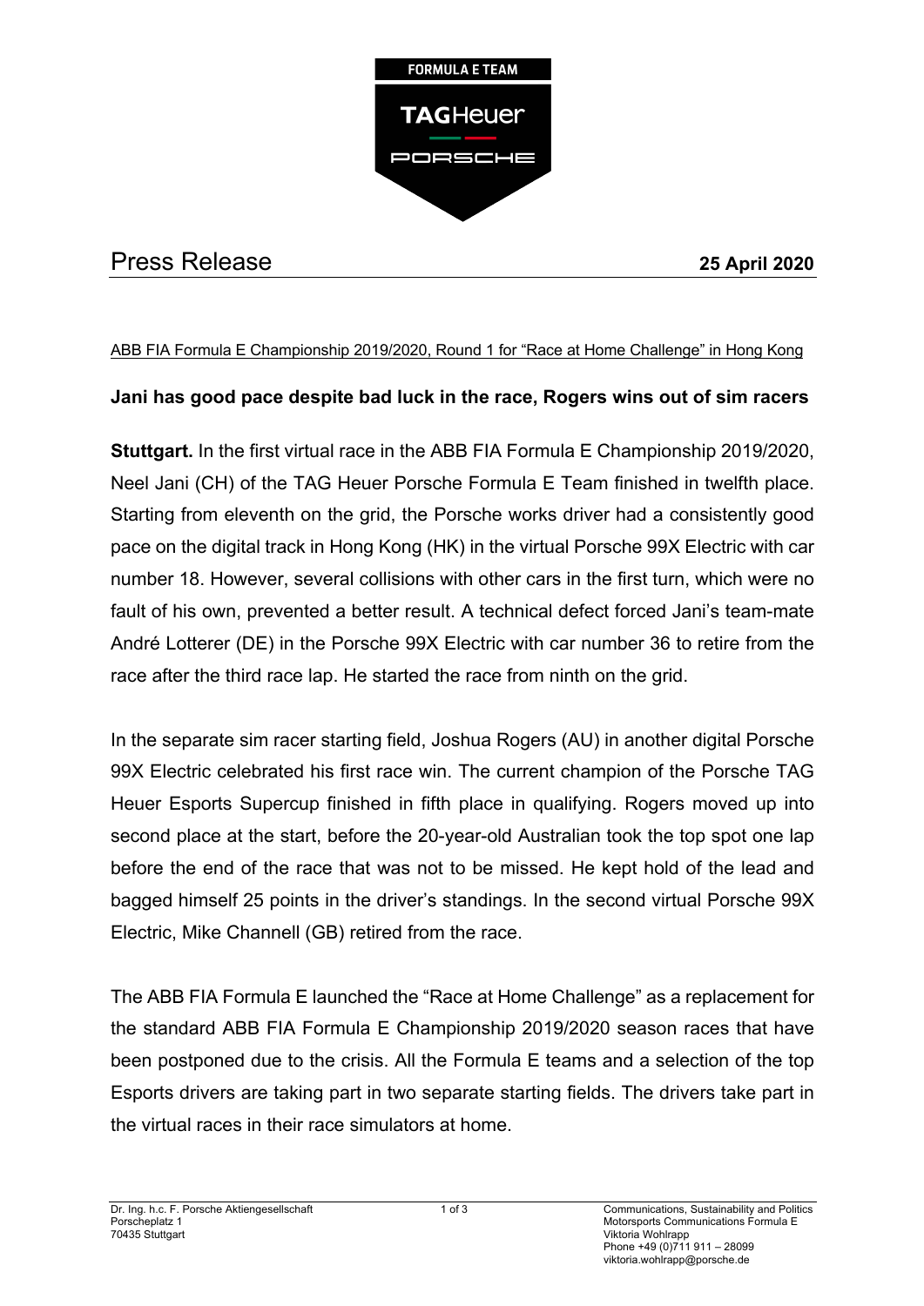FORMULA E TEAM

TAGHeuer

PORSCHE

# Press Release

**25 April 2020**

ABB FIA Formula E Championship 2019/2020, Round 1 for "Race at Home Challenge" in Hong Kong

**Jani has good pace despite bad luck in the race, Rogers wins out of sim racers**

**Stuttgart.** In the first virtual race in the ABB FIA Formula E Championship 2019/2020, Neel Jani (CH) of the TAG Heuer Porsche Formula E Team finished in twelfth place. Starting from eleventh on the grid, the Porsche works driver had a consistently good pace on the digital track in Hong Kong (HK) in the virtual Porsche 99X Electric with car number 18. However, several collisions with other cars in the first turn, which were no fault of his own, prevented a better result. A technical defect forced Jani's team-mate André Lotterer (DE) in the Porsche 99X Electric with car number 36 to retire from the race after the third race lap. He started the race from ninth on the grid.

In the separate sim racer starting field, Joshua Rogers (AU) in another digital Porsche 99X Electric celebrated his first race win. The current champion of the Porsche TAG Heuer Esports Supercup finished in fifth place in qualifying. Rogers moved up into second place at the start, before the 20-year-old Australian took the top spot one lap before the end of the race that was not to be missed. He kept hold of the lead and bagged himself 25 points in the driver's standings. In the second virtual Porsche 99X Electric, Mike Channell (GB) retired from the race.

The ABB FIA Formula E launched the "Race at Home Challenge" as a replacement for the standard ABB FIA Formula E Championship 2019/2020 season races that have been postponed due to the crisis. All the Formula E teams and a selection of the top Esports drivers are taking part in two separate starting fields. The drivers take part in the virtual races in their race simulators at home.

Dr. Ing. h.c. F. Porsche Aktiengesellschaft
Porscheplatz 1
70435 Stuttgart

Communications, Sustainability and Politics
Motorsports Communications Formula E
Viktoria Wohlrapp
Phone +49 (0)711 911 – 28099
viktoria.wohlrapp@porsche.de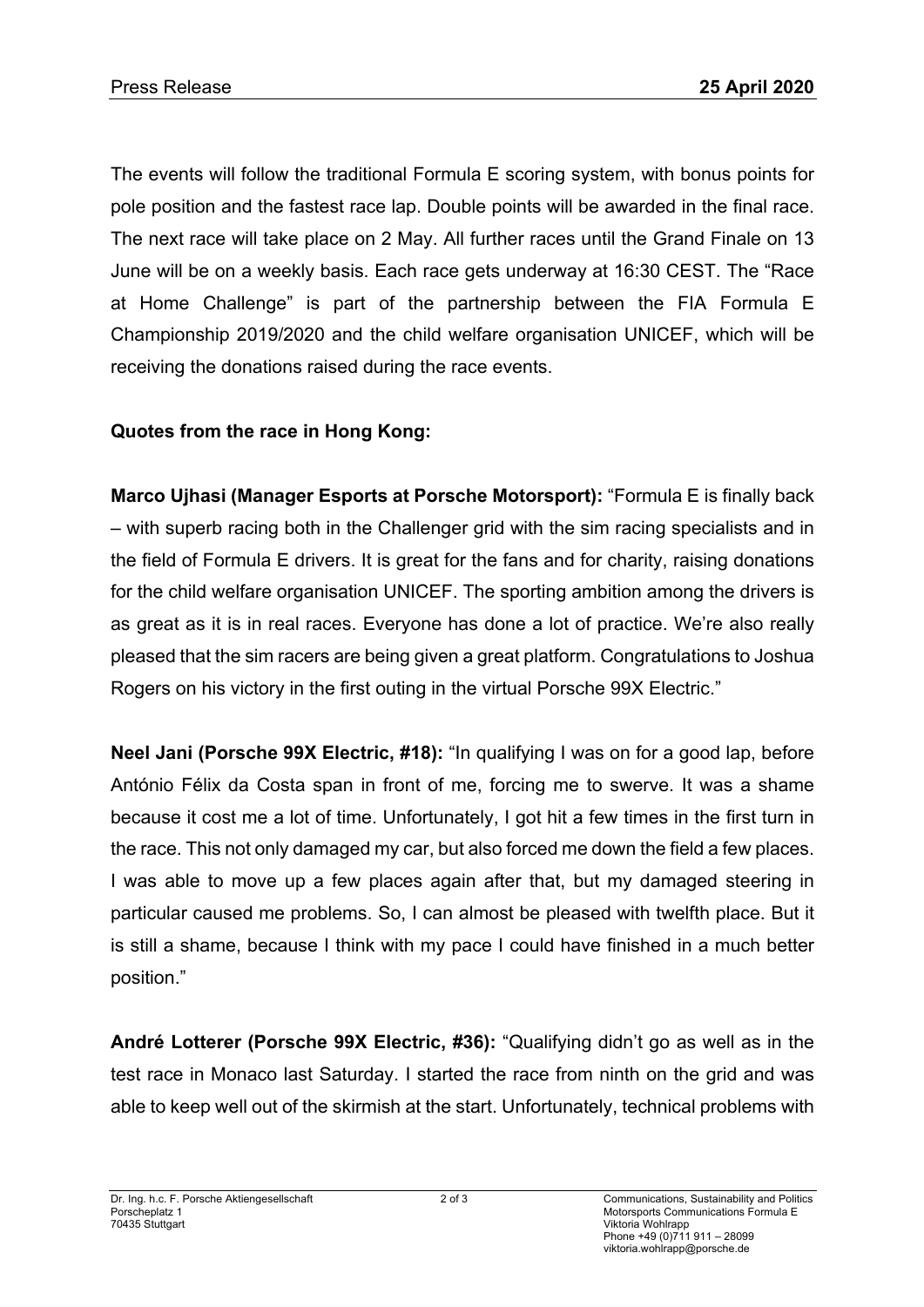The events will follow the traditional Formula E scoring system, with bonus points for pole position and the fastest race lap. Double points will be awarded in the final race. The next race will take place on 2 May. All further races until the Grand Finale on 13 June will be on a weekly basis. Each race gets underway at 16:30 CEST. The "Race at Home Challenge" is part of the partnership between the FIA Formula E Championship 2019/2020 and the child welfare organisation UNICEF, which will be receiving the donations raised during the race events.

**Quotes from the race in Hong Kong:**

**Marco Ujhasi (Manager Esports at Porsche Motorsport):** "Formula E is finally back – with superb racing both in the Challenger grid with the sim racing specialists and in the field of Formula E drivers. It is great for the fans and for charity, raising donations for the child welfare organisation UNICEF. The sporting ambition among the drivers is as great as it is in real races. Everyone has done a lot of practice. We're also really pleased that the sim racers are being given a great platform. Congratulations to Joshua Rogers on his victory in the first outing in the virtual Porsche 99X Electric."

**Neel Jani (Porsche 99X Electric, #18):** "In qualifying I was on for a good lap, before António Félix da Costa span in front of me, forcing me to swerve. It was a shame because it cost me a lot of time. Unfortunately, I got hit a few times in the first turn in the race. This not only damaged my car, but also forced me down the field a few places. I was able to move up a few places again after that, but my damaged steering in particular caused me problems. So, I can almost be pleased with twelfth place. But it is still a shame, because I think with my pace I could have finished in a much better position."

**André Lotterer (Porsche 99X Electric, #36):** "Qualifying didn't go as well as in the test race in Monaco last Saturday. I started the race from ninth on the grid and was able to keep well out of the skirmish at the start. Unfortunately, technical problems with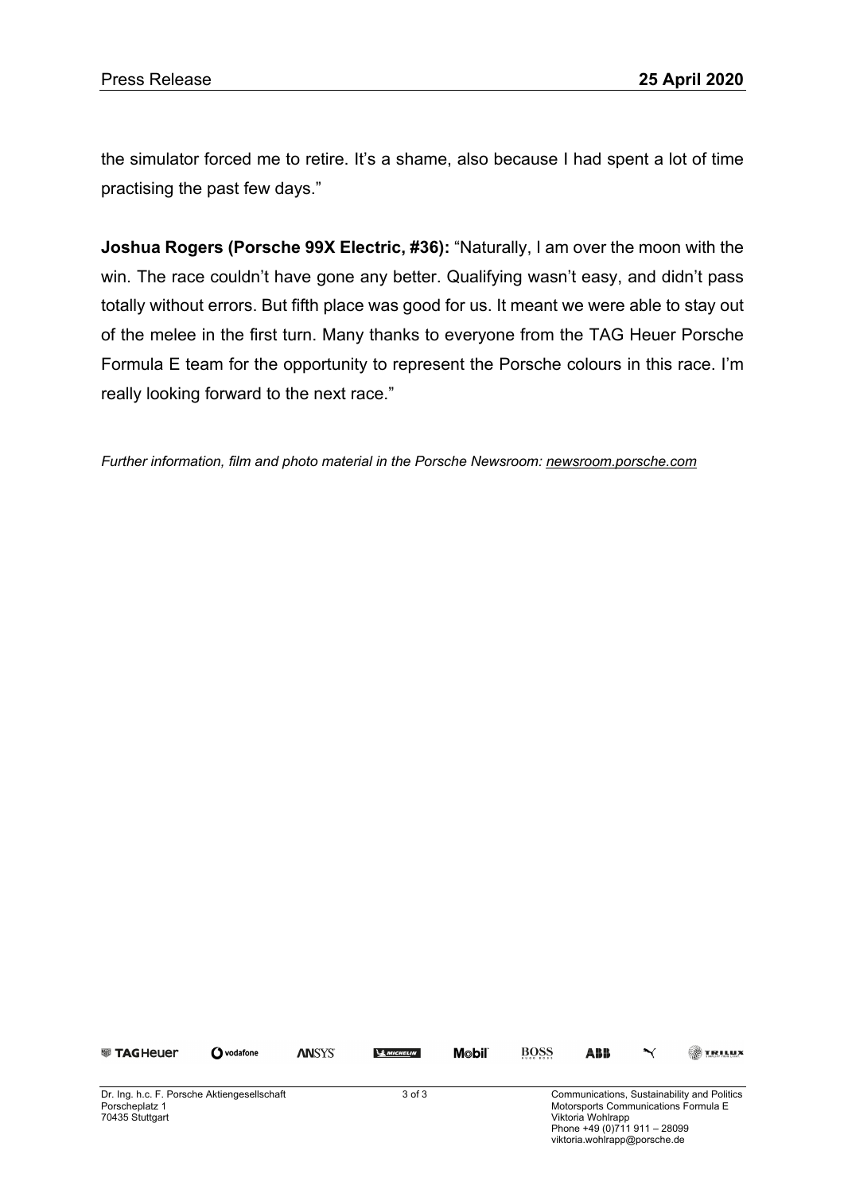the simulator forced me to retire. It's a shame, also because I had spent a lot of time practising the past few days."

**Joshua Rogers (Porsche 99X Electric, #36):** "Naturally, I am over the moon with the win. The race couldn't have gone any better. Qualifying wasn't easy, and didn't pass totally without errors. But fifth place was good for us. It meant we were able to stay out of the melee in the first turn. Many thanks to everyone from the TAG Heuer Porsche Formula E team for the opportunity to represent the Porsche colours in this race. I'm really looking forward to the next race."

*Further information, film and photo material in the Porsche Newsroom: newsroom.porsche.com*

Dr. Ing. h.c. F. Porsche Aktiengesellschaft
Porscheplatz 1
70435 Stuttgart

Communications, Sustainability and Politics
Motorsports Communications Formula E
Viktoria Wohlrapp
Phone +49 (0)711 911 – 28099
viktoria.wohlrapp@porsche.de